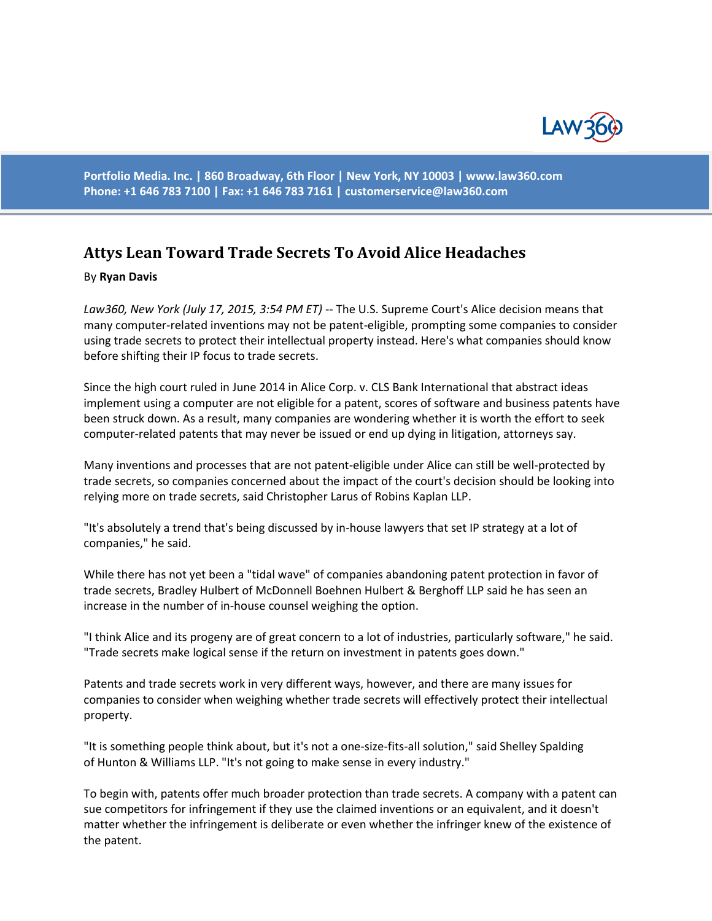Portfolio Media. Inc. | 860 Broadway, 6th Floor | New York, NY 10003 | www.law360.com
Phone: +1 646 783 7100 | Fax: +1 646 783 7161 | customerservice@law360.com

# Attys Lean Toward Trade Secrets To Avoid Alice Headaches

By **Ryan Davis**

*Law360, New York (July 17, 2015, 3:54 PM ET)* -- The U.S. Supreme Court's Alice decision means that many computer-related inventions may not be patent-eligible, prompting some companies to consider using trade secrets to protect their intellectual property instead. Here's what companies should know before shifting their IP focus to trade secrets.

Since the high court ruled in June 2014 in Alice Corp. v. CLS Bank International that abstract ideas implement using a computer are not eligible for a patent, scores of software and business patents have been struck down. As a result, many companies are wondering whether it is worth the effort to seek computer-related patents that may never be issued or end up dying in litigation, attorneys say.

Many inventions and processes that are not patent-eligible under Alice can still be well-protected by trade secrets, so companies concerned about the impact of the court's decision should be looking into relying more on trade secrets, said Christopher Larus of Robins Kaplan LLP.

"It's absolutely a trend that's being discussed by in-house lawyers that set IP strategy at a lot of companies," he said.

While there has not yet been a "tidal wave" of companies abandoning patent protection in favor of trade secrets, Bradley Hulbert of McDonnell Boehnen Hulbert & Berghoff LLP said he has seen an increase in the number of in-house counsel weighing the option.

"I think Alice and its progeny are of great concern to a lot of industries, particularly software," he said. "Trade secrets make logical sense if the return on investment in patents goes down."

Patents and trade secrets work in very different ways, however, and there are many issues for companies to consider when weighing whether trade secrets will effectively protect their intellectual property.

"It is something people think about, but it's not a one-size-fits-all solution," said Shelley Spalding of Hunton & Williams LLP. "It's not going to make sense in every industry."

To begin with, patents offer much broader protection than trade secrets. A company with a patent can sue competitors for infringement if they use the claimed inventions or an equivalent, and it doesn't matter whether the infringement is deliberate or even whether the infringer knew of the existence of the patent.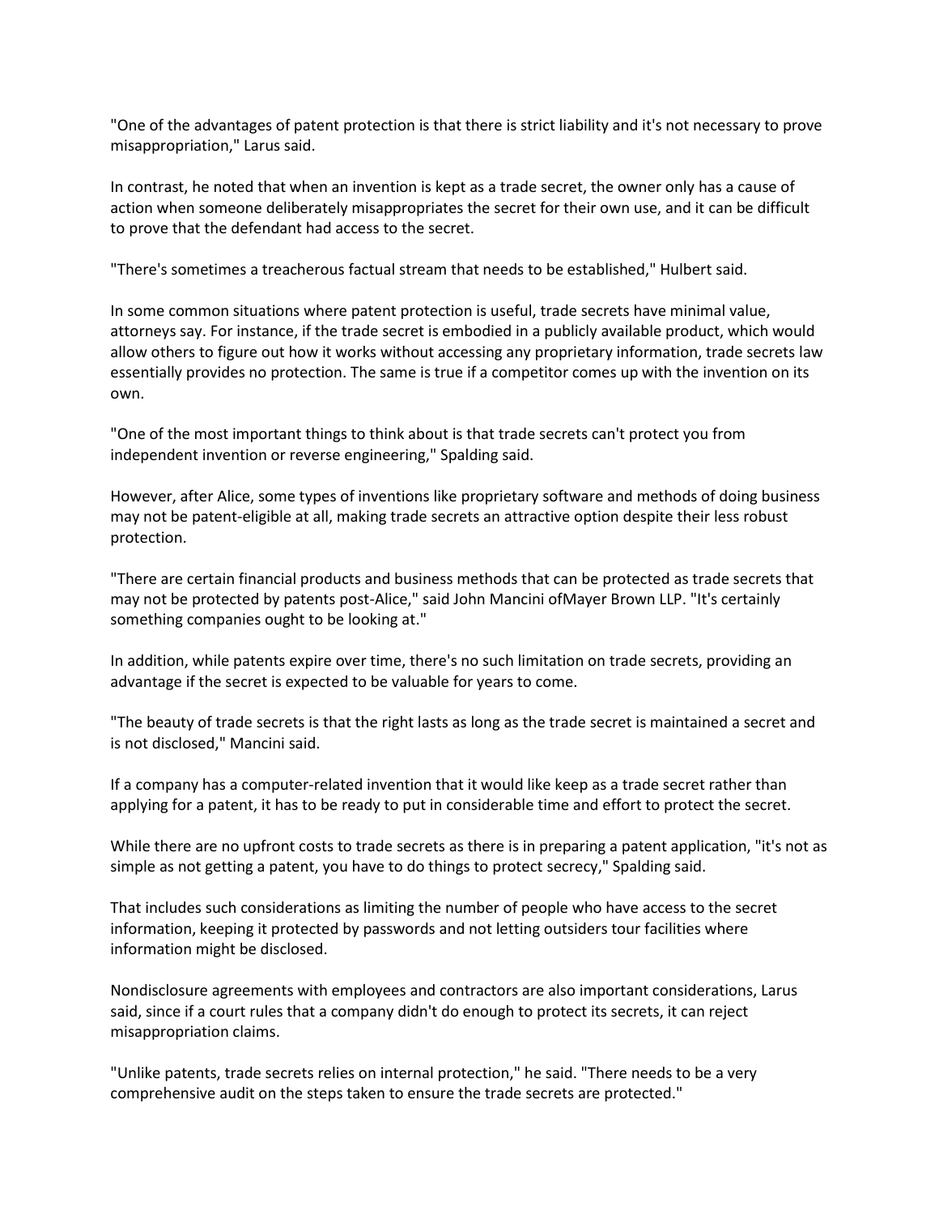"One of the advantages of patent protection is that there is strict liability and it's not necessary to prove misappropriation," Larus said.

In contrast, he noted that when an invention is kept as a trade secret, the owner only has a cause of action when someone deliberately misappropriates the secret for their own use, and it can be difficult to prove that the defendant had access to the secret.

"There's sometimes a treacherous factual stream that needs to be established," Hulbert said.

In some common situations where patent protection is useful, trade secrets have minimal value, attorneys say. For instance, if the trade secret is embodied in a publicly available product, which would allow others to figure out how it works without accessing any proprietary information, trade secrets law essentially provides no protection. The same is true if a competitor comes up with the invention on its own.

"One of the most important things to think about is that trade secrets can't protect you from independent invention or reverse engineering," Spalding said.

However, after Alice, some types of inventions like proprietary software and methods of doing business may not be patent-eligible at all, making trade secrets an attractive option despite their less robust protection.

"There are certain financial products and business methods that can be protected as trade secrets that may not be protected by patents post-Alice," said John Mancini ofMayer Brown LLP. "It's certainly something companies ought to be looking at."

In addition, while patents expire over time, there's no such limitation on trade secrets, providing an advantage if the secret is expected to be valuable for years to come.

"The beauty of trade secrets is that the right lasts as long as the trade secret is maintained a secret and is not disclosed," Mancini said.

If a company has a computer-related invention that it would like keep as a trade secret rather than applying for a patent, it has to be ready to put in considerable time and effort to protect the secret.

While there are no upfront costs to trade secrets as there is in preparing a patent application, "it's not as simple as not getting a patent, you have to do things to protect secrecy," Spalding said.

That includes such considerations as limiting the number of people who have access to the secret information, keeping it protected by passwords and not letting outsiders tour facilities where information might be disclosed.

Nondisclosure agreements with employees and contractors are also important considerations, Larus said, since if a court rules that a company didn't do enough to protect its secrets, it can reject misappropriation claims.

"Unlike patents, trade secrets relies on internal protection," he said. "There needs to be a very comprehensive audit on the steps taken to ensure the trade secrets are protected."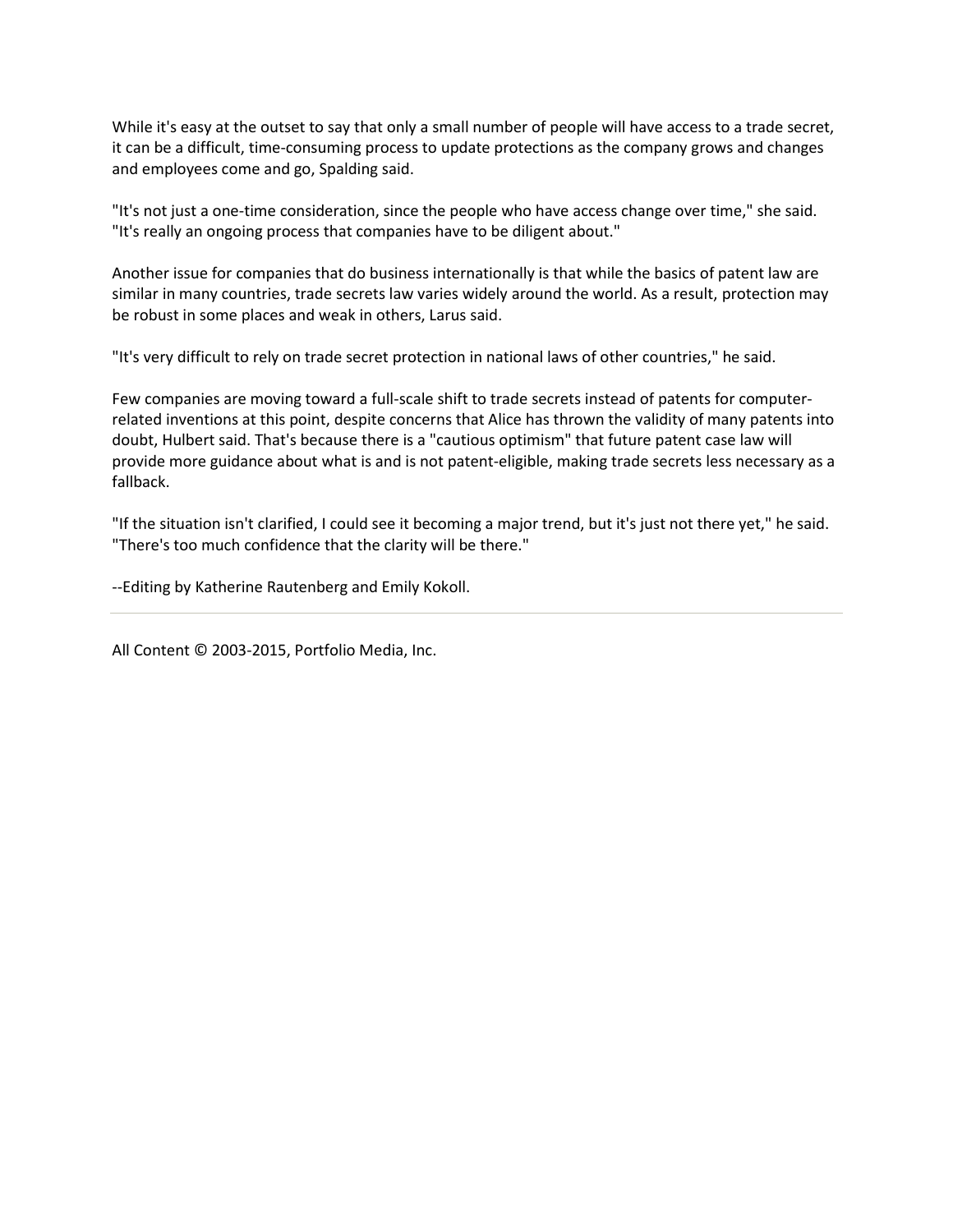While it's easy at the outset to say that only a small number of people will have access to a trade secret, it can be a difficult, time-consuming process to update protections as the company grows and changes and employees come and go, Spalding said.

"It's not just a one-time consideration, since the people who have access change over time," she said. "It's really an ongoing process that companies have to be diligent about."

Another issue for companies that do business internationally is that while the basics of patent law are similar in many countries, trade secrets law varies widely around the world. As a result, protection may be robust in some places and weak in others, Larus said.

"It's very difficult to rely on trade secret protection in national laws of other countries," he said.

Few companies are moving toward a full-scale shift to trade secrets instead of patents for computer-related inventions at this point, despite concerns that Alice has thrown the validity of many patents into doubt, Hulbert said. That's because there is a "cautious optimism" that future patent case law will provide more guidance about what is and is not patent-eligible, making trade secrets less necessary as a fallback.

"If the situation isn't clarified, I could see it becoming a major trend, but it's just not there yet," he said. "There's too much confidence that the clarity will be there."

--Editing by Katherine Rautenberg and Emily Kokoll.

---

All Content © 2003-2015, Portfolio Media, Inc.